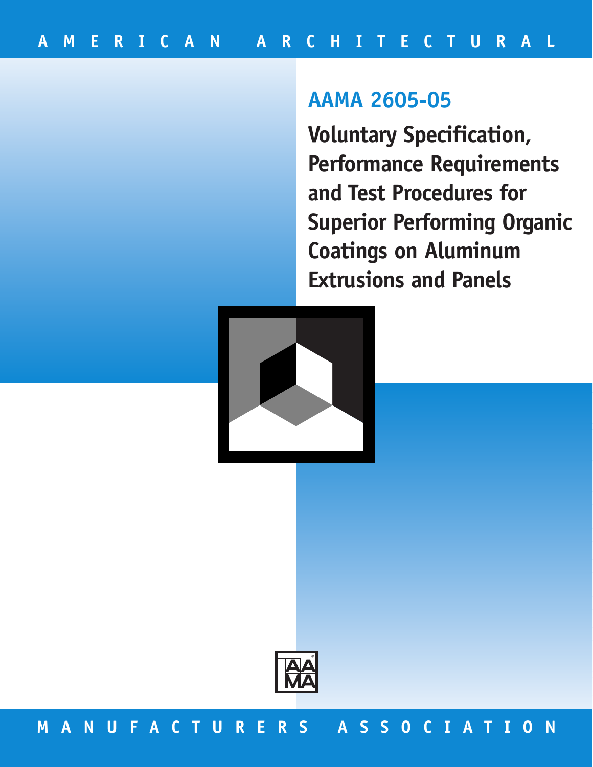AMERICAN ARCHITECTURAL

# AAMA 2605-05

## Voluntary Specification, Performance Requirements and Test Procedures for Superior Performing Organic Coatings on Aluminum Extrusions and Panels

MANUFACTURERS ASSOCIATION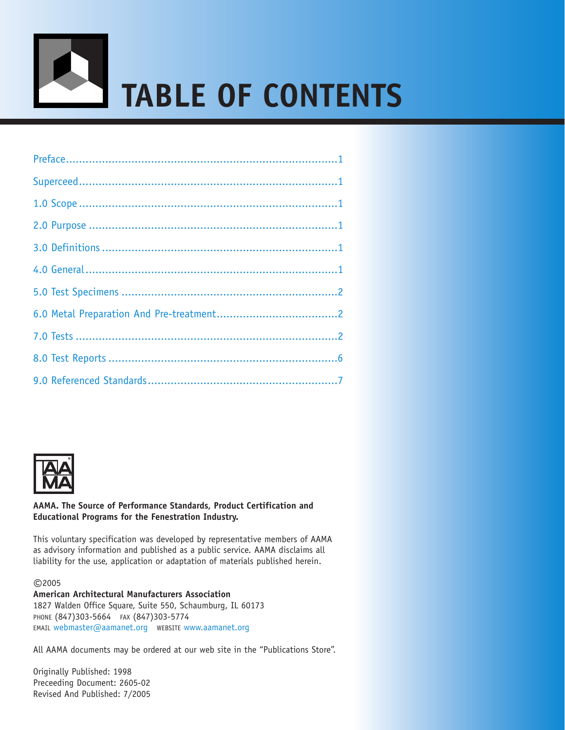# TABLE OF CONTENTS

Preface....................................................................................1

Superceed...............................................................................1

1.0 Scope ...............................................................................1

2.0 Purpose ............................................................................1

3.0 Definitions ........................................................................1

4.0 General.............................................................................1

5.0 Test Specimens ..................................................................2

6.0 Metal Preparation And Pre-treatment.....................................2

7.0 Tests ................................................................................2

8.0 Test Reports ......................................................................6

9.0 Referenced Standards..........................................................7

**AAMA. The Source of Performance Standards, Product Certification and Educational Programs for the Fenestration Industry.**

This voluntary specification was developed by representative members of AAMA as advisory information and published as a public service. AAMA disclaims all liability for the use, application or adaptation of materials published herein.

©2005
**American Architectural Manufacturers Association**
1827 Walden Office Square, Suite 550, Schaumburg, IL 60173
PHONE (847)303-5664 FAX (847)303-5774
EMAIL webmaster@aamanet.org WEBSITE www.aamanet.org

All AAMA documents may be ordered at our web site in the "Publications Store".

Originally Published: 1998
Preceeding Document: 2605-02
Revised And Published: 7/2005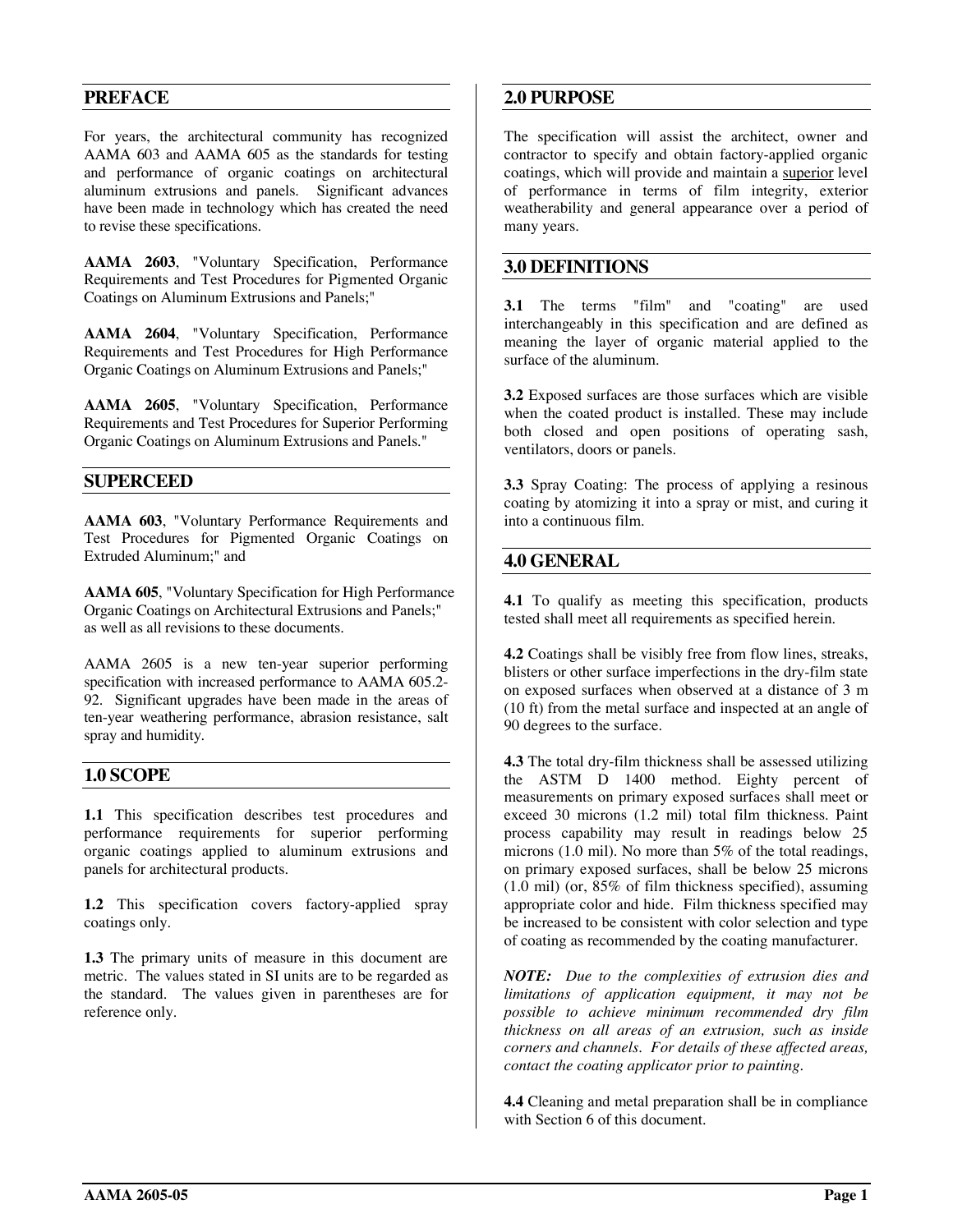## PREFACE

For years, the architectural community has recognized AAMA 603 and AAMA 605 as the standards for testing and performance of organic coatings on architectural aluminum extrusions and panels. Significant advances have been made in technology which has created the need to revise these specifications.

**AAMA 2603**, "Voluntary Specification, Performance Requirements and Test Procedures for Pigmented Organic Coatings on Aluminum Extrusions and Panels;"

**AAMA 2604**, "Voluntary Specification, Performance Requirements and Test Procedures for High Performance Organic Coatings on Aluminum Extrusions and Panels;"

**AAMA 2605**, "Voluntary Specification, Performance Requirements and Test Procedures for Superior Performing Organic Coatings on Aluminum Extrusions and Panels."

## SUPERCEED

**AAMA 603**, "Voluntary Performance Requirements and Test Procedures for Pigmented Organic Coatings on Extruded Aluminum;" and

**AAMA 605**, "Voluntary Specification for High Performance Organic Coatings on Architectural Extrusions and Panels;" as well as all revisions to these documents.

AAMA 2605 is a new ten-year superior performing specification with increased performance to AAMA 605.2-92. Significant upgrades have been made in the areas of ten-year weathering performance, abrasion resistance, salt spray and humidity.

## 1.0 SCOPE

**1.1** This specification describes test procedures and performance requirements for superior performing organic coatings applied to aluminum extrusions and panels for architectural products.

**1.2** This specification covers factory-applied spray coatings only.

**1.3** The primary units of measure in this document are metric. The values stated in SI units are to be regarded as the standard. The values given in parentheses are for reference only.

## 2.0 PURPOSE

The specification will assist the architect, owner and contractor to specify and obtain factory-applied organic coatings, which will provide and maintain a superior level of performance in terms of film integrity, exterior weatherability and general appearance over a period of many years.

## 3.0 DEFINITIONS

**3.1** The terms "film" and "coating" are used interchangeably in this specification and are defined as meaning the layer of organic material applied to the surface of the aluminum.

**3.2** Exposed surfaces are those surfaces which are visible when the coated product is installed. These may include both closed and open positions of operating sash, ventilators, doors or panels.

**3.3** Spray Coating: The process of applying a resinous coating by atomizing it into a spray or mist, and curing it into a continuous film.

## 4.0 GENERAL

**4.1** To qualify as meeting this specification, products tested shall meet all requirements as specified herein.

**4.2** Coatings shall be visibly free from flow lines, streaks, blisters or other surface imperfections in the dry-film state on exposed surfaces when observed at a distance of 3 m (10 ft) from the metal surface and inspected at an angle of 90 degrees to the surface.

**4.3** The total dry-film thickness shall be assessed utilizing the ASTM D 1400 method. Eighty percent of measurements on primary exposed surfaces shall meet or exceed 30 microns (1.2 mil) total film thickness. Paint process capability may result in readings below 25 microns (1.0 mil). No more than 5% of the total readings, on primary exposed surfaces, shall be below 25 microns (1.0 mil) (or, 85% of film thickness specified), assuming appropriate color and hide. Film thickness specified may be increased to be consistent with color selection and type of coating as recommended by the coating manufacturer.

***NOTE:*** *Due to the complexities of extrusion dies and limitations of application equipment, it may not be possible to achieve minimum recommended dry film thickness on all areas of an extrusion, such as inside corners and channels. For details of these affected areas, contact the coating applicator prior to painting.*

**4.4** Cleaning and metal preparation shall be in compliance with Section 6 of this document.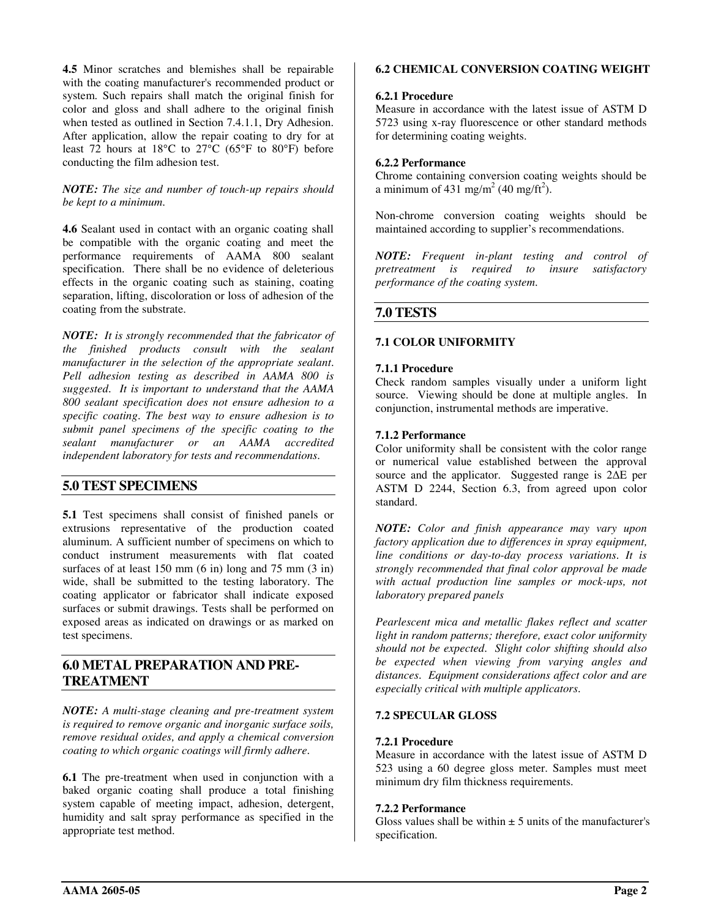**4.5** Minor scratches and blemishes shall be repairable with the coating manufacturer's recommended product or system. Such repairs shall match the original finish for color and gloss and shall adhere to the original finish when tested as outlined in Section 7.4.1.1, Dry Adhesion. After application, allow the repair coating to dry for at least 72 hours at 18°C to 27°C (65°F to 80°F) before conducting the film adhesion test.

***NOTE:*** *The size and number of touch-up repairs should be kept to a minimum.*

**4.6** Sealant used in contact with an organic coating shall be compatible with the organic coating and meet the performance requirements of AAMA 800 sealant specification. There shall be no evidence of deleterious effects in the organic coating such as staining, coating separation, lifting, discoloration or loss of adhesion of the coating from the substrate.

***NOTE:*** *It is strongly recommended that the fabricator of the finished products consult with the sealant manufacturer in the selection of the appropriate sealant. Pell adhesion testing as described in AAMA 800 is suggested. It is important to understand that the AAMA 800 sealant specification does not ensure adhesion to a specific coating. The best way to ensure adhesion is to submit panel specimens of the specific coating to the sealant manufacturer or an AAMA accredited independent laboratory for tests and recommendations.*

## 5.0 TEST SPECIMENS

**5.1** Test specimens shall consist of finished panels or extrusions representative of the production coated aluminum. A sufficient number of specimens on which to conduct instrument measurements with flat coated surfaces of at least 150 mm (6 in) long and 75 mm (3 in) wide, shall be submitted to the testing laboratory. The coating applicator or fabricator shall indicate exposed surfaces or submit drawings. Tests shall be performed on exposed areas as indicated on drawings or as marked on test specimens.

## 6.0 METAL PREPARATION AND PRE-TREATMENT

***NOTE:*** *A multi-stage cleaning and pre-treatment system is required to remove organic and inorganic surface soils, remove residual oxides, and apply a chemical conversion coating to which organic coatings will firmly adhere.*

**6.1** The pre-treatment when used in conjunction with a baked organic coating shall produce a total finishing system capable of meeting impact, adhesion, detergent, humidity and salt spray performance as specified in the appropriate test method.

### 6.2 CHEMICAL CONVERSION COATING WEIGHT

#### 6.2.1 Procedure

Measure in accordance with the latest issue of ASTM D 5723 using x-ray fluorescence or other standard methods for determining coating weights.

#### 6.2.2 Performance

Chrome containing conversion coating weights should be a minimum of 431 $mg/m^2$ (40 $mg/ft^2$).

Non-chrome conversion coating weights should be maintained according to supplier's recommendations.

***NOTE:*** *Frequent in-plant testing and control of pretreatment is required to insure satisfactory performance of the coating system.*

## 7.0 TESTS

### 7.1 COLOR UNIFORMITY

#### 7.1.1 Procedure

Check random samples visually under a uniform light source. Viewing should be done at multiple angles. In conjunction, instrumental methods are imperative.

#### 7.1.2 Performance

Color uniformity shall be consistent with the color range or numerical value established between the approval source and the applicator. Suggested range is 2$\Delta$E per ASTM D 2244, Section 6.3, from agreed upon color standard.

***NOTE:*** *Color and finish appearance may vary upon factory application due to differences in spray equipment, line conditions or day-to-day process variations. It is strongly recommended that final color approval be made with actual production line samples or mock-ups, not laboratory prepared panels*

*Pearlescent mica and metallic flakes reflect and scatter light in random patterns; therefore, exact color uniformity should not be expected. Slight color shifting should also be expected when viewing from varying angles and distances. Equipment considerations affect color and are especially critical with multiple applicators.*

### 7.2 SPECULAR GLOSS

#### 7.2.1 Procedure

Measure in accordance with the latest issue of ASTM D 523 using a 60 degree gloss meter. Samples must meet minimum dry film thickness requirements.

#### 7.2.2 Performance

Gloss values shall be within ± 5 units of the manufacturer's specification.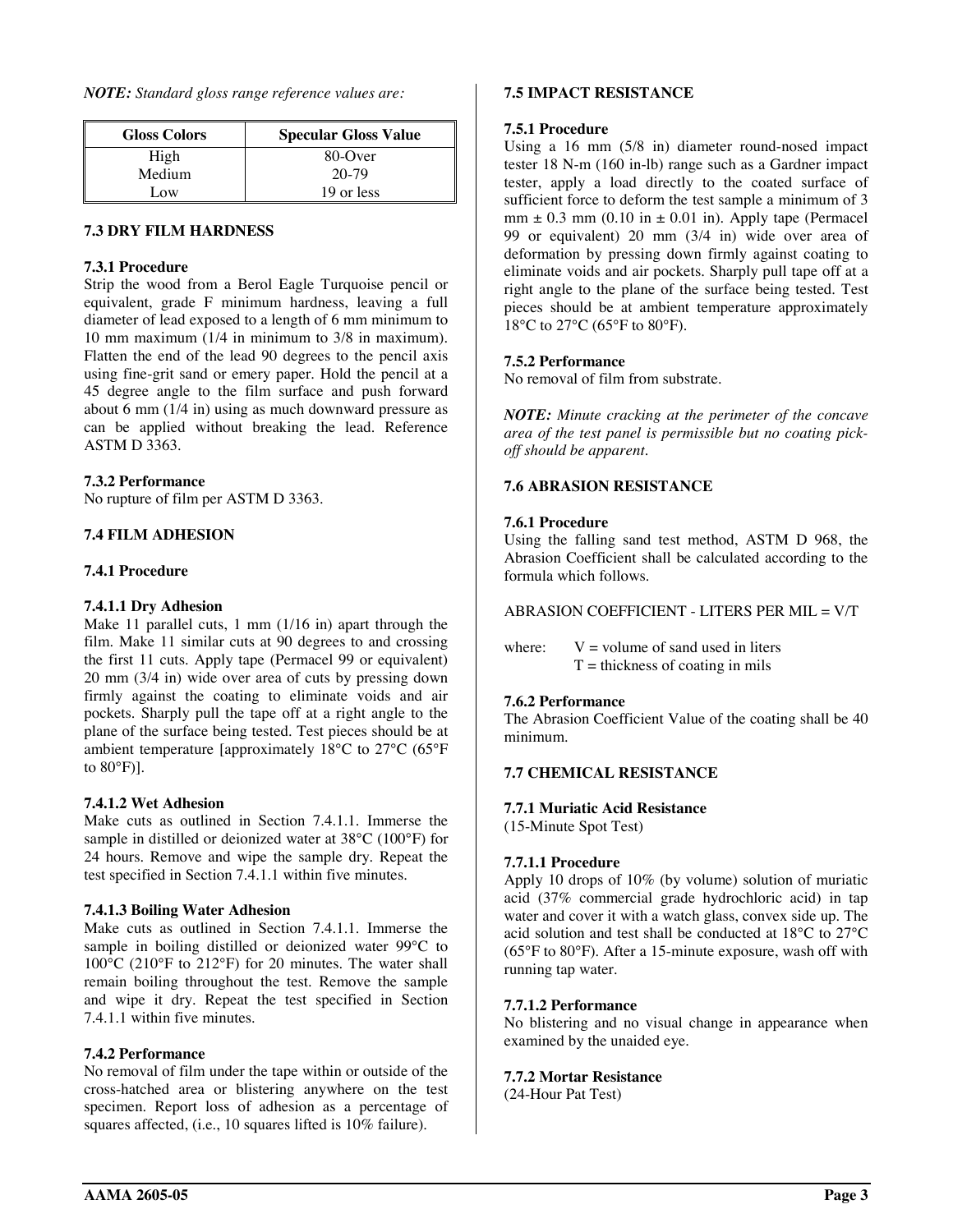*NOTE: Standard gloss range reference values are:*

| Gloss Colors | Specular Gloss Value |
|---|---|
| High | 80-Over |
| Medium | 20-79 |
| Low | 19 or less |

### 7.3 DRY FILM HARDNESS

#### 7.3.1 Procedure

Strip the wood from a Berol Eagle Turquoise pencil or equivalent, grade F minimum hardness, leaving a full diameter of lead exposed to a length of 6 mm minimum to 10 mm maximum (1/4 in minimum to 3/8 in maximum). Flatten the end of the lead 90 degrees to the pencil axis using fine-grit sand or emery paper. Hold the pencil at a 45 degree angle to the film surface and push forward about 6 mm (1/4 in) using as much downward pressure as can be applied without breaking the lead. Reference ASTM D 3363.

#### 7.3.2 Performance

No rupture of film per ASTM D 3363.

### 7.4 FILM ADHESION

#### 7.4.1 Procedure

##### 7.4.1.1 Dry Adhesion

Make 11 parallel cuts, 1 mm (1/16 in) apart through the film. Make 11 similar cuts at 90 degrees to and crossing the first 11 cuts. Apply tape (Permacel 99 or equivalent) 20 mm (3/4 in) wide over area of cuts by pressing down firmly against the coating to eliminate voids and air pockets. Sharply pull the tape off at a right angle to the plane of the surface being tested. Test pieces should be at ambient temperature [approximately 18°C to 27°C (65°F to 80°F)].

##### 7.4.1.2 Wet Adhesion

Make cuts as outlined in Section 7.4.1.1. Immerse the sample in distilled or deionized water at 38°C (100°F) for 24 hours. Remove and wipe the sample dry. Repeat the test specified in Section 7.4.1.1 within five minutes.

##### 7.4.1.3 Boiling Water Adhesion

Make cuts as outlined in Section 7.4.1.1. Immerse the sample in boiling distilled or deionized water 99°C to 100°C (210°F to 212°F) for 20 minutes. The water shall remain boiling throughout the test. Remove the sample and wipe it dry. Repeat the test specified in Section 7.4.1.1 within five minutes.

#### 7.4.2 Performance

No removal of film under the tape within or outside of the cross-hatched area or blistering anywhere on the test specimen. Report loss of adhesion as a percentage of squares affected, (i.e., 10 squares lifted is 10% failure).

### 7.5 IMPACT RESISTANCE

#### 7.5.1 Procedure

Using a 16 mm (5/8 in) diameter round-nosed impact tester 18 N-m (160 in-lb) range such as a Gardner impact tester, apply a load directly to the coated surface of sufficient force to deform the test sample a minimum of 3 mm ± 0.3 mm (0.10 in ± 0.01 in). Apply tape (Permacel 99 or equivalent) 20 mm (3/4 in) wide over area of deformation by pressing down firmly against coating to eliminate voids and air pockets. Sharply pull tape off at a right angle to the plane of the surface being tested. Test pieces should be at ambient temperature approximately 18°C to 27°C (65°F to 80°F).

#### 7.5.2 Performance

No removal of film from substrate.

***NOTE:*** *Minute cracking at the perimeter of the concave area of the test panel is permissible but no coating pick-off should be apparent.*

### 7.6 ABRASION RESISTANCE

#### 7.6.1 Procedure

Using the falling sand test method, ASTM D 968, the Abrasion Coefficient shall be calculated according to the formula which follows.

ABRASION COEFFICIENT - LITERS PER MIL = $V/T$

where: $V$ = volume of sand used in liters
$T$ = thickness of coating in mils

#### 7.6.2 Performance

The Abrasion Coefficient Value of the coating shall be 40 minimum.

### 7.7 CHEMICAL RESISTANCE

#### 7.7.1 Muriatic Acid Resistance

(15-Minute Spot Test)

##### 7.7.1.1 Procedure

Apply 10 drops of 10% (by volume) solution of muriatic acid (37% commercial grade hydrochloric acid) in tap water and cover it with a watch glass, convex side up. The acid solution and test shall be conducted at 18°C to 27°C (65°F to 80°F). After a 15-minute exposure, wash off with running tap water.

##### 7.7.1.2 Performance

No blistering and no visual change in appearance when examined by the unaided eye.

#### 7.7.2 Mortar Resistance

(24-Hour Pat Test)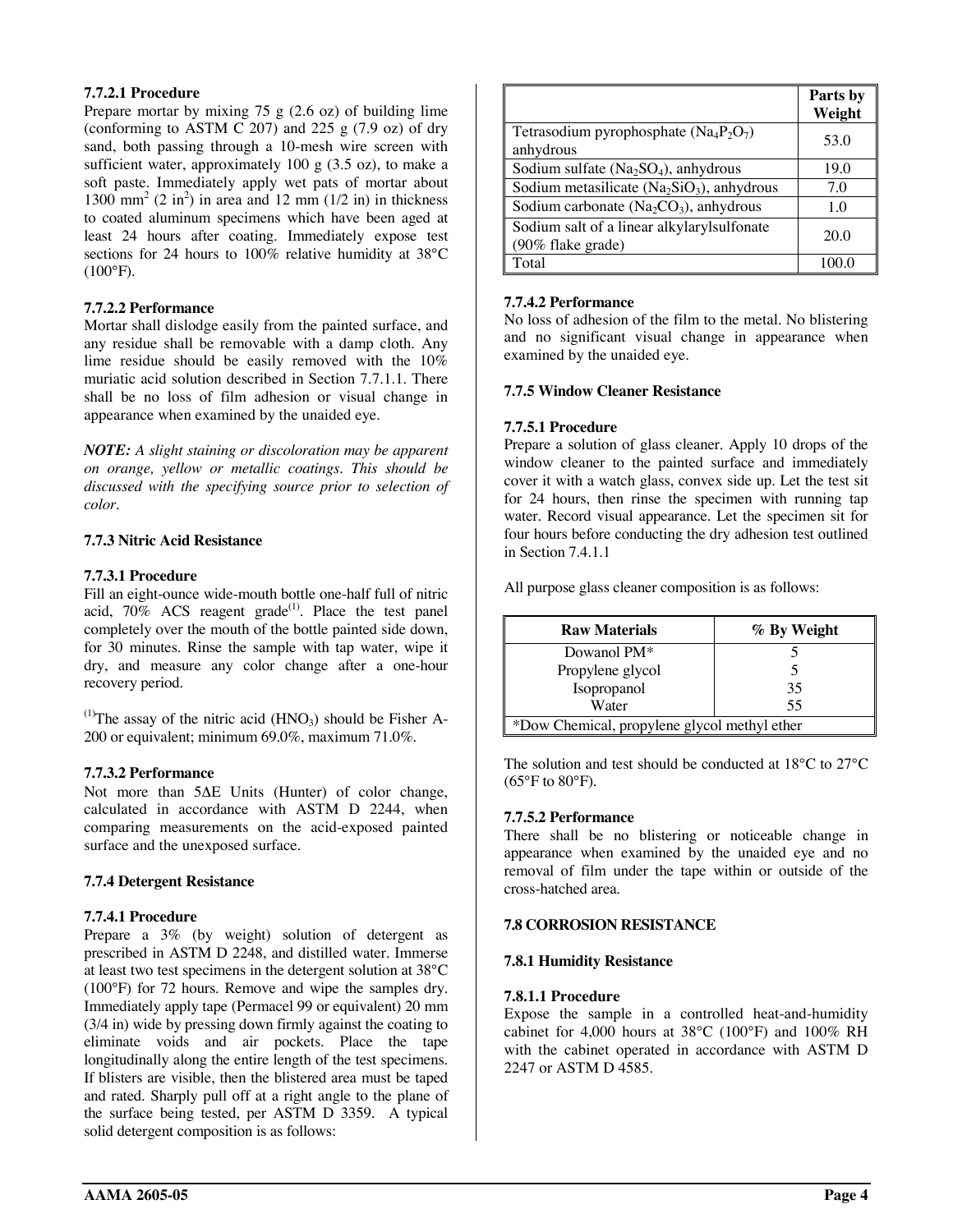#### 7.7.2.1 Procedure

Prepare mortar by mixing 75 g (2.6 oz) of building lime (conforming to ASTM C 207) and 225 g (7.9 oz) of dry sand, both passing through a 10-mesh wire screen with sufficient water, approximately 100 g (3.5 oz), to make a soft paste. Immediately apply wet pats of mortar about 1300 $mm^2$ (2 $in^2$) in area and 12 mm (1/2 in) in thickness to coated aluminum specimens which have been aged at least 24 hours after coating. Immediately expose test sections for 24 hours to 100% relative humidity at 38°C (100°F).

#### 7.7.2.2 Performance

Mortar shall dislodge easily from the painted surface, and any residue shall be removable with a damp cloth. Any lime residue should be easily removed with the 10% muriatic acid solution described in Section 7.7.1.1. There shall be no loss of film adhesion or visual change in appearance when examined by the unaided eye.

***NOTE:*** *A slight staining or discoloration may be apparent on orange, yellow or metallic coatings. This should be discussed with the specifying source prior to selection of color.*

### 7.7.3 Nitric Acid Resistance

#### 7.7.3.1 Procedure

Fill an eight-ounce wide-mouth bottle one-half full of nitric acid, 70% ACS reagent grade[1]. Place the test panel completely over the mouth of the bottle painted side down, for 30 minutes. Rinse the sample with tap water, wipe it dry, and measure any color change after a one-hour recovery period.

[1]The assay of the nitric acid ($HNO_3$) should be Fisher A-200 or equivalent; minimum 69.0%, maximum 71.0%.

#### 7.7.3.2 Performance

Not more than 5ΔE Units (Hunter) of color change, calculated in accordance with ASTM D 2244, when comparing measurements on the acid-exposed painted surface and the unexposed surface.

### 7.7.4 Detergent Resistance

#### 7.7.4.1 Procedure

Prepare a 3% (by weight) solution of detergent as prescribed in ASTM D 2248, and distilled water. Immerse at least two test specimens in the detergent solution at 38°C (100°F) for 72 hours. Remove and wipe the samples dry. Immediately apply tape (Permacel 99 or equivalent) 20 mm (3/4 in) wide by pressing down firmly against the coating to eliminate voids and air pockets. Place the tape longitudinally along the entire length of the test specimens. If blisters are visible, then the blistered area must be taped and rated. Sharply pull off at a right angle to the plane of the surface being tested, per ASTM D 3359. A typical solid detergent composition is as follows:

| | Parts by Weight |
|---|---|
| Tetrasodium pyrophosphate ($Na_4P_2O_7$) anhydrous | 53.0 |
| Sodium sulfate ($Na_2SO_4$), anhydrous | 19.0 |
| Sodium metasilicate ($Na_2SiO_3$), anhydrous | 7.0 |
| Sodium carbonate ($Na_2CO_3$), anhydrous | 1.0 |
| Sodium salt of a linear alkylarylsulfonate (90% flake grade) | 20.0 |
| Total | 100.0 |

#### 7.7.4.2 Performance

No loss of adhesion of the film to the metal. No blistering and no significant visual change in appearance when examined by the unaided eye.

### 7.7.5 Window Cleaner Resistance

#### 7.7.5.1 Procedure

Prepare a solution of glass cleaner. Apply 10 drops of the window cleaner to the painted surface and immediately cover it with a watch glass, convex side up. Let the test sit for 24 hours, then rinse the specimen with running tap water. Record visual appearance. Let the specimen sit for four hours before conducting the dry adhesion test outlined in Section 7.4.1.1

All purpose glass cleaner composition is as follows:

| Raw Materials | % By Weight |
|---|---|
| Dowanol PM* | 5 |
| Propylene glycol | 5 |
| Isopropanol | 35 |
| Water | 55 |
| *Dow Chemical, propylene glycol methyl ether | |

The solution and test should be conducted at 18°C to 27°C (65°F to 80°F).

#### 7.7.5.2 Performance

There shall be no blistering or noticeable change in appearance when examined by the unaided eye and no removal of film under the tape within or outside of the cross-hatched area.

## 7.8 CORROSION RESISTANCE

### 7.8.1 Humidity Resistance

#### 7.8.1.1 Procedure

Expose the sample in a controlled heat-and-humidity cabinet for 4,000 hours at 38°C (100°F) and 100% RH with the cabinet operated in accordance with ASTM D 2247 or ASTM D 4585.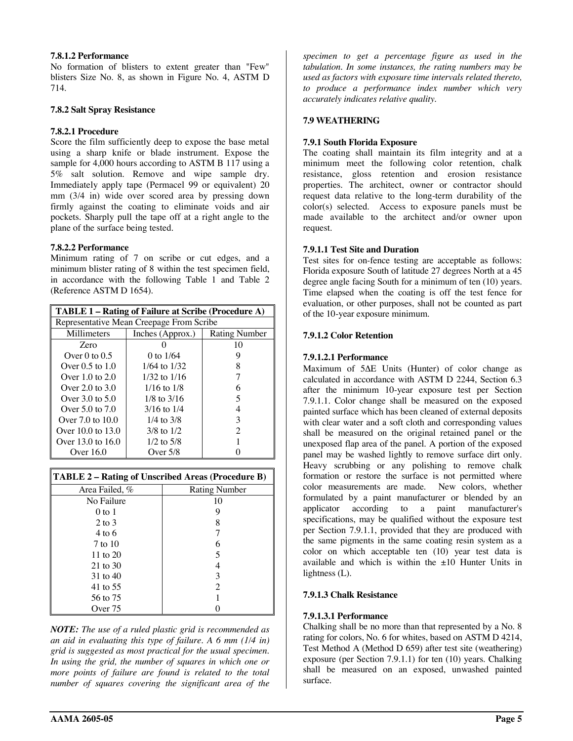#### 7.8.1.2 Performance

No formation of blisters to extent greater than "Few" blisters Size No. 8, as shown in Figure No. 4, ASTM D 714.

### 7.8.2 Salt Spray Resistance

#### 7.8.2.1 Procedure

Score the film sufficiently deep to expose the base metal using a sharp knife or blade instrument. Expose the sample for 4,000 hours according to ASTM B 117 using a 5% salt solution. Remove and wipe sample dry. Immediately apply tape (Permacel 99 or equivalent) 20 mm (3/4 in) wide over scored area by pressing down firmly against the coating to eliminate voids and air pockets. Sharply pull the tape off at a right angle to the plane of the surface being tested.

#### 7.8.2.2 Performance

Minimum rating of 7 on scribe or cut edges, and a minimum blister rating of 8 within the test specimen field, in accordance with the following Table 1 and Table 2 (Reference ASTM D 1654).

**TABLE 1 – Rating of Failure at Scribe (Procedure A)**

| Representative Mean Creepage From Scribe | | |
|---|---|---|
| Millimeters | Inches (Approx.) | Rating Number |
| Zero | 0 | 10 |
| Over 0 to 0.5 | 0 to 1/64 | 9 |
| Over 0.5 to 1.0 | 1/64 to 1/32 | 8 |
| Over 1.0 to 2.0 | 1/32 to 1/16 | 7 |
| Over 2.0 to 3.0 | 1/16 to 1/8 | 6 |
| Over 3.0 to 5.0 | 1/8 to 3/16 | 5 |
| Over 5.0 to 7.0 | 3/16 to 1/4 | 4 |
| Over 7.0 to 10.0 | 1/4 to 3/8 | 3 |
| Over 10.0 to 13.0 | 3/8 to 1/2 | 2 |
| Over 13.0 to 16.0 | 1/2 to 5/8 | 1 |
| Over 16.0 | Over 5/8 | 0 |

**TABLE 2 – Rating of Unscribed Areas (Procedure B)**

| Area Failed, % | Rating Number |
|---|---|
| No Failure | 10 |
| 0 to 1 | 9 |
| 2 to 3 | 8 |
| 4 to 6 | 7 |
| 7 to 10 | 6 |
| 11 to 20 | 5 |
| 21 to 30 | 4 |
| 31 to 40 | 3 |
| 41 to 55 | 2 |
| 56 to 75 | 1 |
| Over 75 | 0 |

***NOTE:*** *The use of a ruled plastic grid is recommended as an aid in evaluating this type of failure. A 6 mm (1/4 in) grid is suggested as most practical for the usual specimen. In using the grid, the number of squares in which one or more points of failure are found is related to the total number of squares covering the significant area of the specimen to get a percentage figure as used in the tabulation. In some instances, the rating numbers may be used as factors with exposure time intervals related thereto, to produce a performance index number which very accurately indicates relative quality.*

## 7.9 WEATHERING

### 7.9.1 South Florida Exposure

The coating shall maintain its film integrity and at a minimum meet the following color retention, chalk resistance, gloss retention and erosion resistance properties. The architect, owner or contractor should request data relative to the long-term durability of the color(s) selected. Access to exposure panels must be made available to the architect and/or owner upon request.

#### 7.9.1.1 Test Site and Duration

Test sites for on-fence testing are acceptable as follows: Florida exposure South of latitude 27 degrees North at a 45 degree angle facing South for a minimum of ten (10) years. Time elapsed when the coating is off the test fence for evaluation, or other purposes, shall not be counted as part of the 10-year exposure minimum.

#### 7.9.1.2 Color Retention

##### 7.9.1.2.1 Performance

Maximum of 5ΔE Units (Hunter) of color change as calculated in accordance with ASTM D 2244, Section 6.3 after the minimum 10-year exposure test per Section 7.9.1.1. Color change shall be measured on the exposed painted surface which has been cleaned of external deposits with clear water and a soft cloth and corresponding values shall be measured on the original retained panel or the unexposed flap area of the panel. A portion of the exposed panel may be washed lightly to remove surface dirt only. Heavy scrubbing or any polishing to remove chalk formation or restore the surface is not permitted where color measurements are made. New colors, whether formulated by a paint manufacturer or blended by an applicator according to a paint manufacturer's specifications, may be qualified without the exposure test per Section 7.9.1.1, provided that they are produced with the same pigments in the same coating resin system as a color on which acceptable ten (10) year test data is available and which is within the ±10 Hunter Units in lightness (L).

#### 7.9.1.3 Chalk Resistance

##### 7.9.1.3.1 Performance

Chalking shall be no more than that represented by a No. 8 rating for colors, No. 6 for whites, based on ASTM D 4214, Test Method A (Method D 659) after test site (weathering) exposure (per Section 7.9.1.1) for ten (10) years. Chalking shall be measured on an exposed, unwashed painted surface.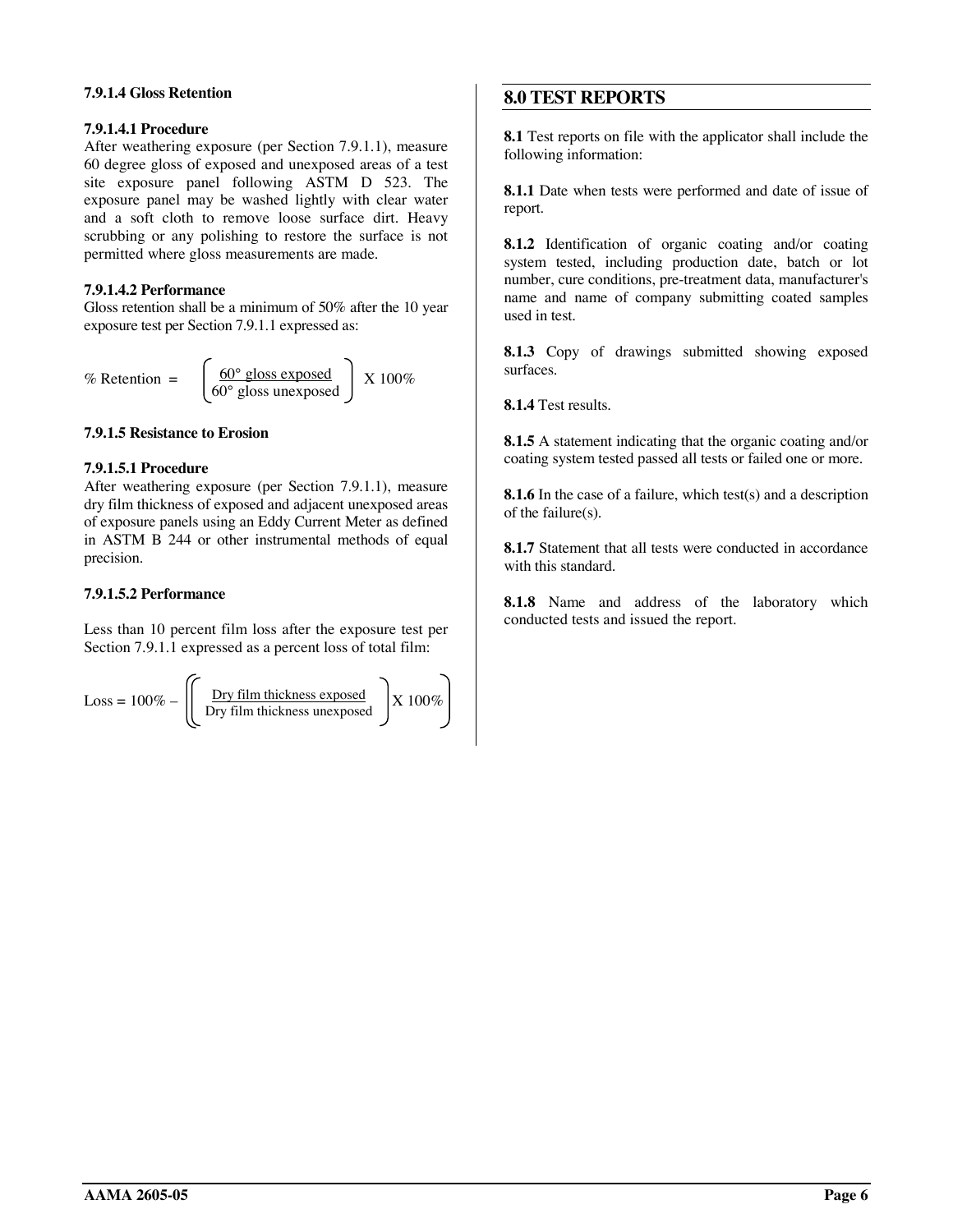#### 7.9.1.4 Gloss Retention

##### 7.9.1.4.1 Procedure

After weathering exposure (per Section 7.9.1.1), measure 60 degree gloss of exposed and unexposed areas of a test site exposure panel following ASTM D 523. The exposure panel may be washed lightly with clear water and a soft cloth to remove loose surface dirt. Heavy scrubbing or any polishing to restore the surface is not permitted where gloss measurements are made.

##### 7.9.1.4.2 Performance

Gloss retention shall be a minimum of 50% after the 10 year exposure test per Section 7.9.1.1 expressed as:

$$\% \text{ Retention} = \left( \frac{60° \text{ gloss exposed}}{60° \text{ gloss unexposed}} \right) \text{X } 100\%$$

#### 7.9.1.5 Resistance to Erosion

##### 7.9.1.5.1 Procedure

After weathering exposure (per Section 7.9.1.1), measure dry film thickness of exposed and adjacent unexposed areas of exposure panels using an Eddy Current Meter as defined in ASTM B 244 or other instrumental methods of equal precision.

##### 7.9.1.5.2 Performance

Less than 10 percent film loss after the exposure test per Section 7.9.1.1 expressed as a percent loss of total film:

$$\text{Loss} = 100\% - \left( \left( \frac{\text{Dry film thickness exposed}}{\text{Dry film thickness unexposed}} \right) \text{X } 100\% \right)$$

## 8.0 TEST REPORTS

**8.1** Test reports on file with the applicator shall include the following information:

**8.1.1** Date when tests were performed and date of issue of report.

**8.1.2** Identification of organic coating and/or coating system tested, including production date, batch or lot number, cure conditions, pre-treatment data, manufacturer's name and name of company submitting coated samples used in test.

**8.1.3** Copy of drawings submitted showing exposed surfaces.

**8.1.4** Test results.

**8.1.5** A statement indicating that the organic coating and/or coating system tested passed all tests or failed one or more.

**8.1.6** In the case of a failure, which test(s) and a description of the failure(s).

**8.1.7** Statement that all tests were conducted in accordance with this standard.

**8.1.8** Name and address of the laboratory which conducted tests and issued the report.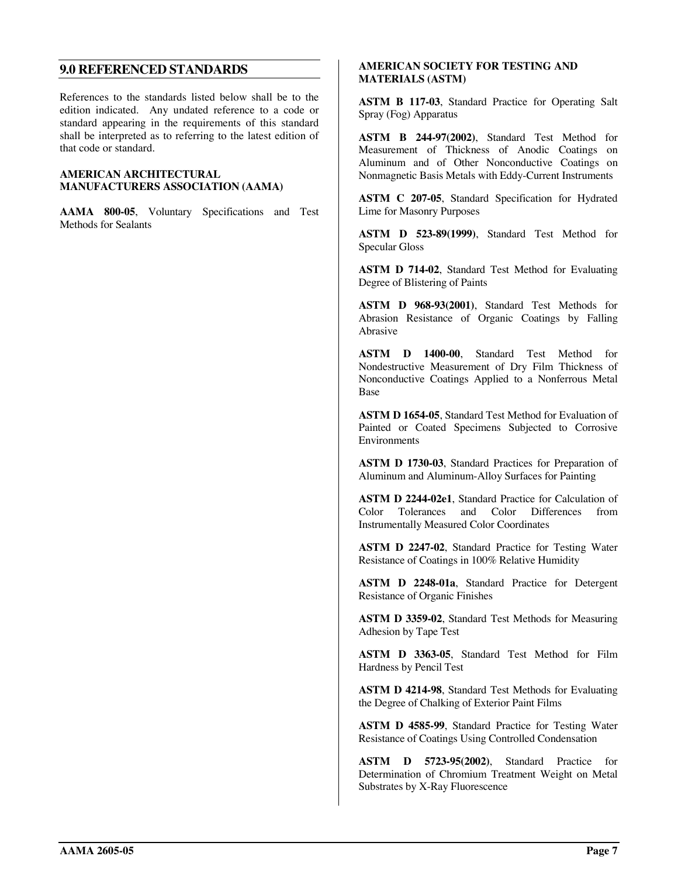## 9.0 REFERENCED STANDARDS

References to the standards listed below shall be to the edition indicated. Any undated reference to a code or standard appearing in the requirements of this standard shall be interpreted as to referring to the latest edition of that code or standard.

**AMERICAN ARCHITECTURAL MANUFACTURERS ASSOCIATION (AAMA)**

**AAMA 800-05**, Voluntary Specifications and Test Methods for Sealants

**AMERICAN SOCIETY FOR TESTING AND MATERIALS (ASTM)**

**ASTM B 117-03**, Standard Practice for Operating Salt Spray (Fog) Apparatus

**ASTM B 244-97(2002)**, Standard Test Method for Measurement of Thickness of Anodic Coatings on Aluminum and of Other Nonconductive Coatings on Nonmagnetic Basis Metals with Eddy-Current Instruments

**ASTM C 207-05**, Standard Specification for Hydrated Lime for Masonry Purposes

**ASTM D 523-89(1999)**, Standard Test Method for Specular Gloss

**ASTM D 714-02**, Standard Test Method for Evaluating Degree of Blistering of Paints

**ASTM D 968-93(2001)**, Standard Test Methods for Abrasion Resistance of Organic Coatings by Falling Abrasive

**ASTM D 1400-00**, Standard Test Method for Nondestructive Measurement of Dry Film Thickness of Nonconductive Coatings Applied to a Nonferrous Metal Base

**ASTM D 1654-05**, Standard Test Method for Evaluation of Painted or Coated Specimens Subjected to Corrosive Environments

**ASTM D 1730-03**, Standard Practices for Preparation of Aluminum and Aluminum-Alloy Surfaces for Painting

**ASTM D 2244-02e1**, Standard Practice for Calculation of Color Tolerances and Color Differences from Instrumentally Measured Color Coordinates

**ASTM D 2247-02**, Standard Practice for Testing Water Resistance of Coatings in 100% Relative Humidity

**ASTM D 2248-01a**, Standard Practice for Detergent Resistance of Organic Finishes

**ASTM D 3359-02**, Standard Test Methods for Measuring Adhesion by Tape Test

**ASTM D 3363-05**, Standard Test Method for Film Hardness by Pencil Test

**ASTM D 4214-98**, Standard Test Methods for Evaluating the Degree of Chalking of Exterior Paint Films

**ASTM D 4585-99**, Standard Practice for Testing Water Resistance of Coatings Using Controlled Condensation

**ASTM D 5723-95(2002)**, Standard Practice for Determination of Chromium Treatment Weight on Metal Substrates by X-Ray Fluorescence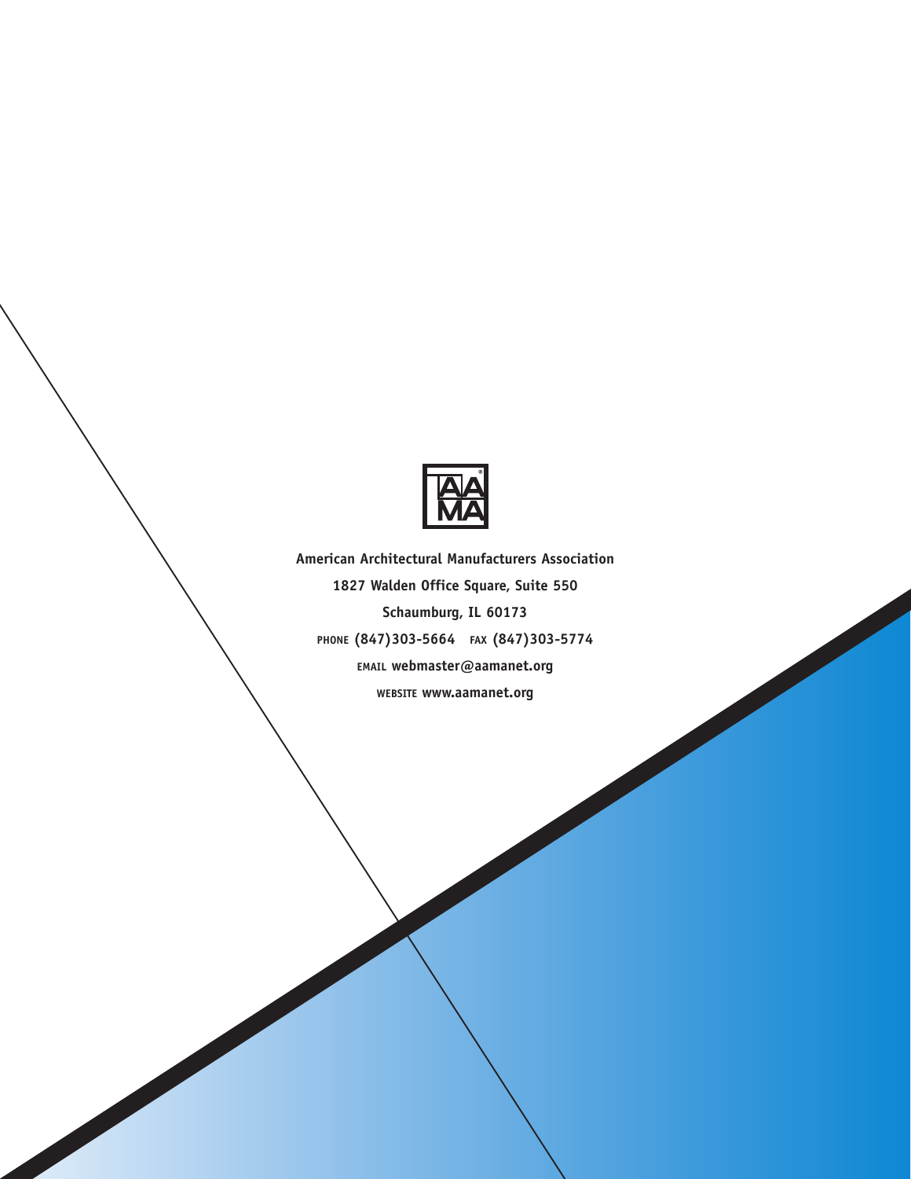**American Architectural Manufacturers Association**

**1827 Walden Office Square, Suite 550**

**Schaumburg, IL 60173**

**PHONE (847)303-5664 FAX (847)303-5774**

**EMAIL webmaster@aamanet.org**

**WEBSITE www.aamanet.org**